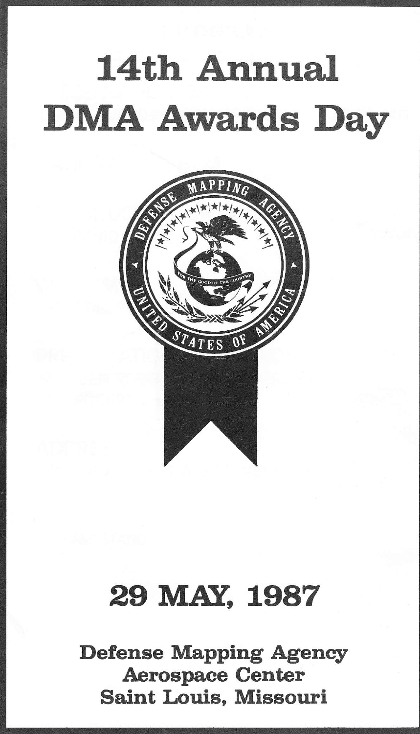# 14th Annual DMA Awards Day

DEFENSE MAPPING AGENCY

FOR THE GOOD OF THE COUNTRY

UNITED STATES OF AMERICA

## 29 MAY, 1987

**Defense Mapping Agency**
**Aerospace Center**
**Saint Louis, Missouri**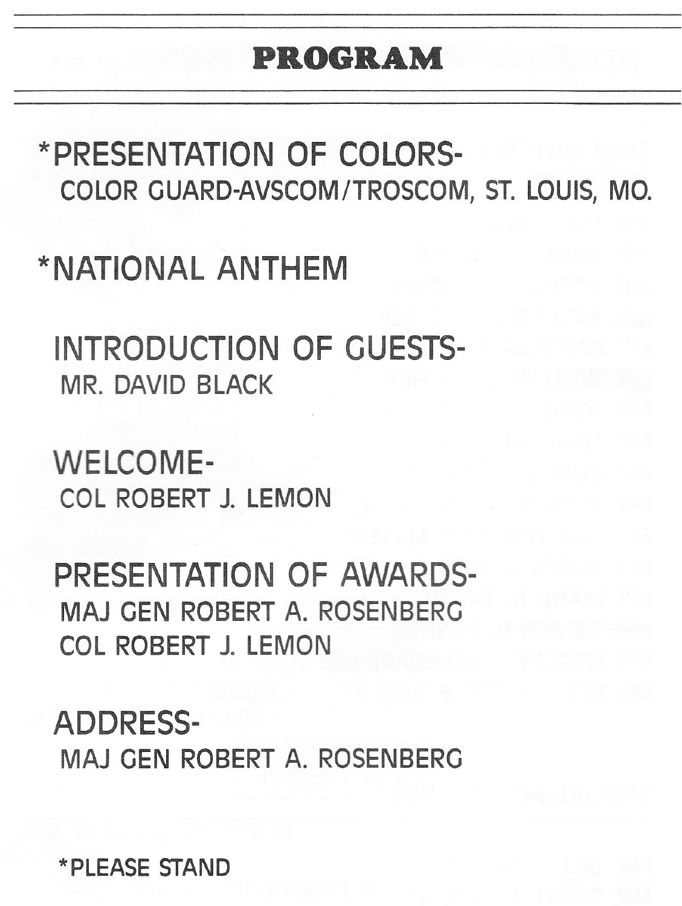# PROGRAM

*PRESENTATION OF COLORS-
COLOR GUARD-AVSCOM/TROSCOM, ST. LOUIS, MO.

*NATIONAL ANTHEM

INTRODUCTION OF GUESTS-
MR. DAVID BLACK

WELCOME-
COL ROBERT J. LEMON

PRESENTATION OF AWARDS-
MAJ GEN ROBERT A. ROSENBERG
COL ROBERT J. LEMON

ADDRESS-
MAJ GEN ROBERT A. ROSENBERG

*PLEASE STAND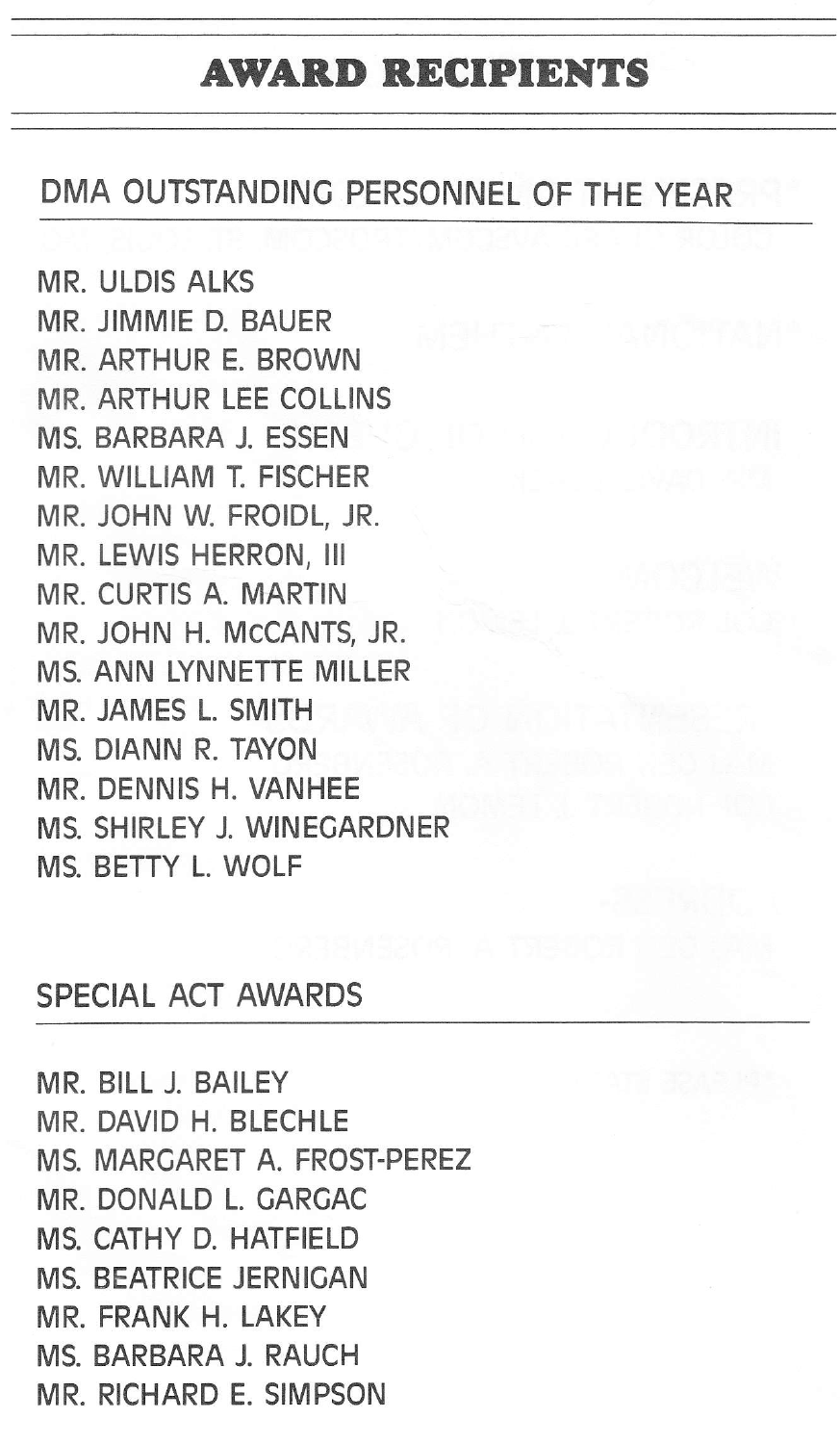# AWARD RECIPIENTS

## DMA OUTSTANDING PERSONNEL OF THE YEAR

MR. ULDIS ALKS
MR. JIMMIE D. BAUER
MR. ARTHUR E. BROWN
MR. ARTHUR LEE COLLINS
MS. BARBARA J. ESSEN
MR. WILLIAM T. FISCHER
MR. JOHN W. FROIDL, JR.
MR. LEWIS HERRON, III
MR. CURTIS A. MARTIN
MR. JOHN H. McCANTS, JR.
MS. ANN LYNNETTE MILLER
MR. JAMES L. SMITH
MS. DIANN R. TAYON
MR. DENNIS H. VANHEE
MS. SHIRLEY J. WINEGARDNER
MS. BETTY L. WOLF

## SPECIAL ACT AWARDS

MR. BILL J. BAILEY
MR. DAVID H. BLECHLE
MS. MARGARET A. FROST-PEREZ
MR. DONALD L. GARGAC
MS. CATHY D. HATFIELD
MS. BEATRICE JERNIGAN
MR. FRANK H. LAKEY
MS. BARBARA J. RAUCH
MR. RICHARD E. SIMPSON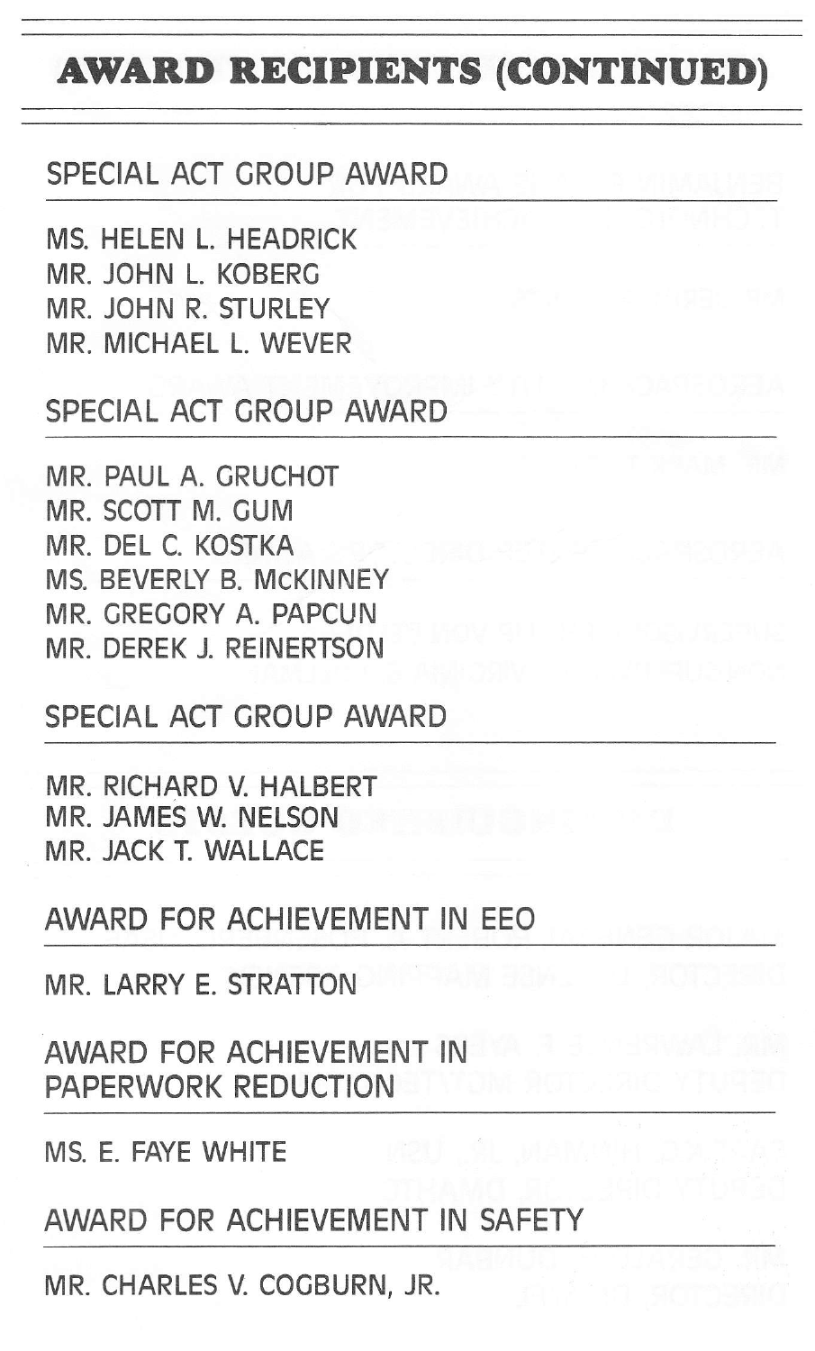# AWARD RECIPIENTS (CONTINUED)

## SPECIAL ACT GROUP AWARD

MS. HELEN L. HEADRICK
MR. JOHN L. KOBERG
MR. JOHN R. STURLEY
MR. MICHAEL L. WEVER

## SPECIAL ACT GROUP AWARD

MR. PAUL A. GRUCHOT
MR. SCOTT M. GUM
MR. DEL C. KOSTKA
MS. BEVERLY B. McKINNEY
MR. GREGORY A. PAPCUN
MR. DEREK J. REINERTSON

## SPECIAL ACT GROUP AWARD

MR. RICHARD V. HALBERT
MR. JAMES W. NELSON
MR. JACK T. WALLACE

## AWARD FOR ACHIEVEMENT IN EEO

MR. LARRY E. STRATTON

## AWARD FOR ACHIEVEMENT IN PAPERWORK REDUCTION

MS. E. FAYE WHITE

## AWARD FOR ACHIEVEMENT IN SAFETY

MR. CHARLES V. COGBURN, JR.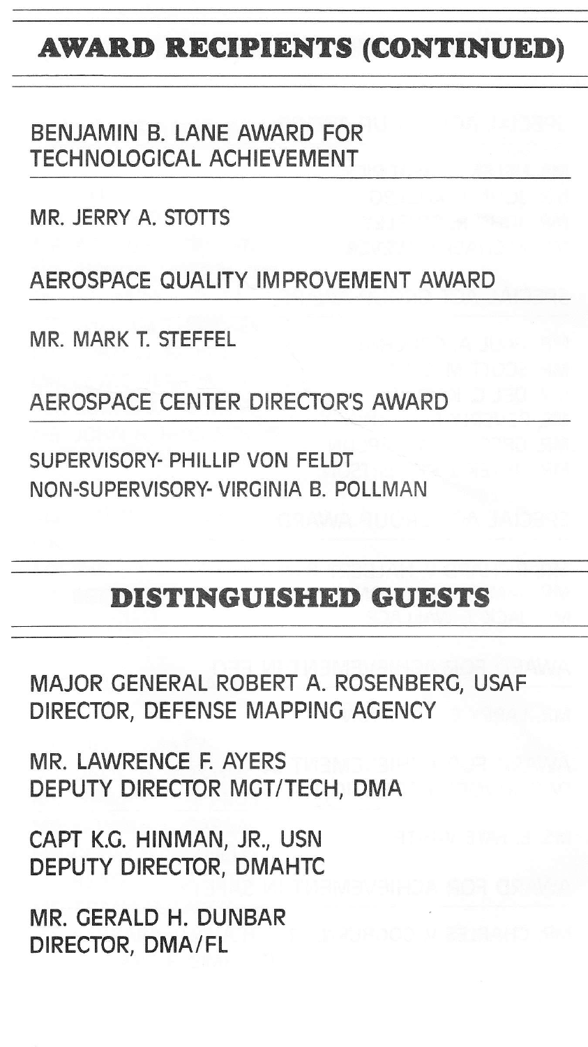## AWARD RECIPIENTS (CONTINUED)

### BENJAMIN B. LANE AWARD FOR TECHNOLOGICAL ACHIEVEMENT

MR. JERRY A. STOTTS

### AEROSPACE QUALITY IMPROVEMENT AWARD

MR. MARK T. STEFFEL

### AEROSPACE CENTER DIRECTOR'S AWARD

SUPERVISORY- PHILLIP VON FELDT
NON-SUPERVISORY- VIRGINIA B. POLLMAN

## DISTINGUISHED GUESTS

MAJOR GENERAL ROBERT A. ROSENBERG, USAF
DIRECTOR, DEFENSE MAPPING AGENCY

MR. LAWRENCE F. AYERS
DEPUTY DIRECTOR MGT/TECH, DMA

CAPT K.G. HINMAN, JR., USN
DEPUTY DIRECTOR, DMAHTC

MR. GERALD H. DUNBAR
DIRECTOR, DMA/FL